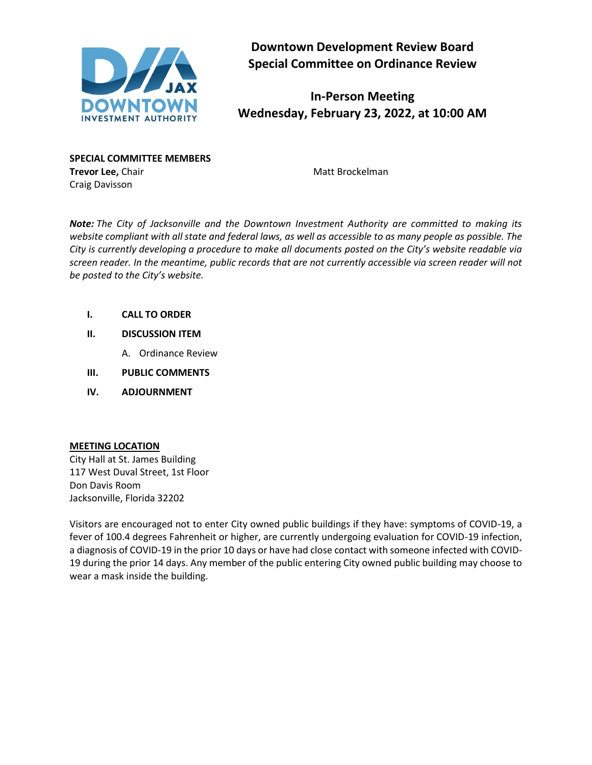# Downtown Development Review Board
## Special Committee on Ordinance Review

## In-Person Meeting
## Wednesday, February 23, 2022, at 10:00 AM

**SPECIAL COMMITTEE MEMBERS**
**Trevor Lee,** Chair
Craig Davisson
Matt Brockelman

***Note:*** *The City of Jacksonville and the Downtown Investment Authority are committed to making its website compliant with all state and federal laws, as well as accessible to as many people as possible. The City is currently developing a procedure to make all documents posted on the City's website readable via screen reader. In the meantime, public records that are not currently accessible via screen reader will not be posted to the City's website.*

- **I. CALL TO ORDER**
- **II. DISCUSSION ITEM**
  - A. Ordinance Review
- **III. PUBLIC COMMENTS**
- **IV. ADJOURNMENT**

**MEETING LOCATION**
City Hall at St. James Building
117 West Duval Street, 1st Floor
Don Davis Room
Jacksonville, Florida 32202

Visitors are encouraged not to enter City owned public buildings if they have: symptoms of COVID-19, a fever of 100.4 degrees Fahrenheit or higher, are currently undergoing evaluation for COVID-19 infection, a diagnosis of COVID-19 in the prior 10 days or have had close contact with someone infected with COVID-19 during the prior 14 days. Any member of the public entering City owned public building may choose to wear a mask inside the building.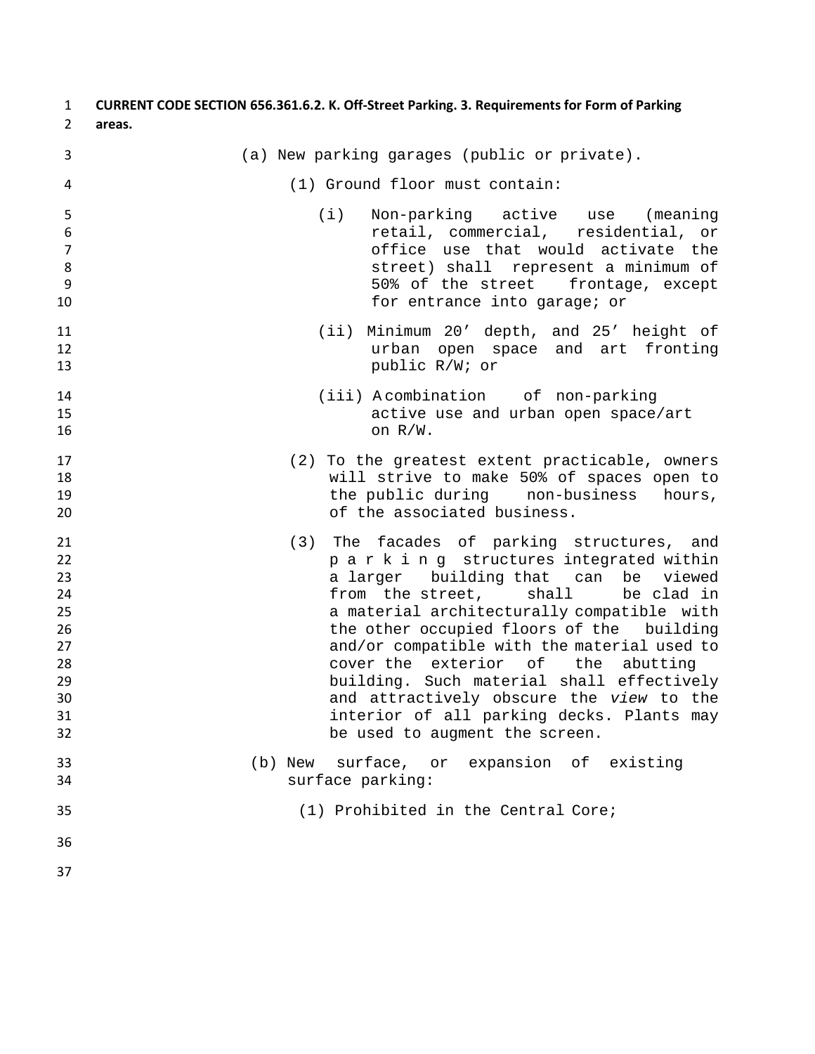**CURRENT CODE SECTION 656.361.6.2. K. Off-Street Parking. 3. Requirements for Form of Parking areas.**

(a) New parking garages (public or private).

(1) Ground floor must contain:

(i) Non-parking active use (meaning retail, commercial, residential, or office use that would activate the street) shall represent a minimum of 50% of the street frontage, except for entrance into garage; or

(ii) Minimum 20’ depth, and 25’ height of urban open space and art fronting public R/W; or

(iii) A combination of non-parking active use and urban open space/art on R/W.

(2) To the greatest extent practicable, owners will strive to make 50% of spaces open to the public during non-business hours, of the associated business.

(3) The facades of parking structures, and parking structures integrated within a larger building that can be viewed from the street, shall be clad in a material architecturally compatible with the other occupied floors of the building and/or compatible with the material used to cover the exterior of the abutting building. Such material shall effectively and attractively obscure the *view* to the interior of all parking decks. Plants may be used to augment the screen.

(b) New surface, or expansion of existing surface parking:

(1) Prohibited in the Central Core;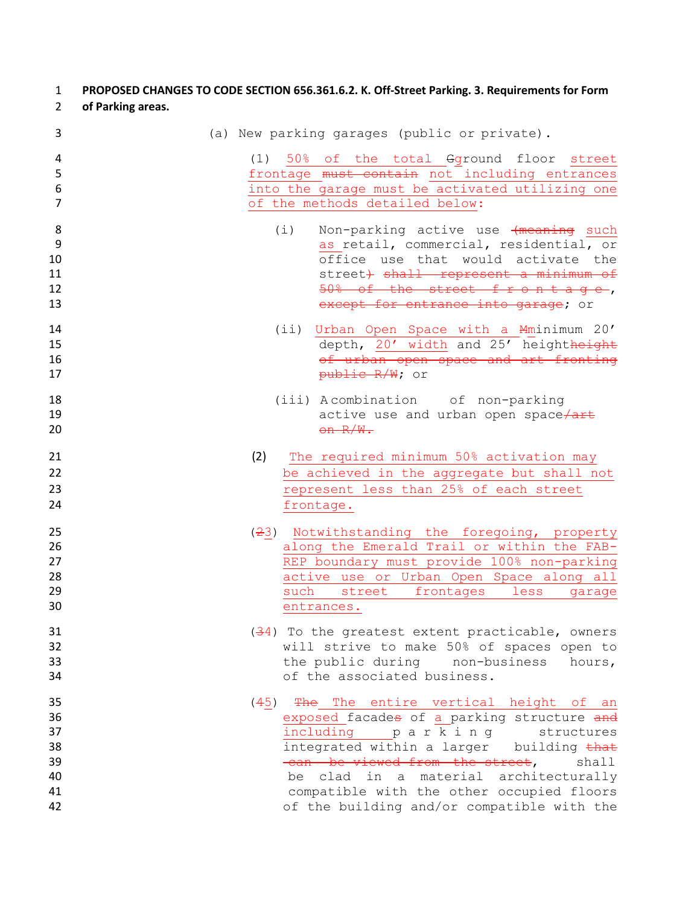**PROPOSED CHANGES TO CODE SECTION 656.361.6.2. K. Off-Street Parking. 3. Requirements for Form of Parking areas.**

(a) New parking garages (public or private).

(1) ~~G~~50% of the total ground floor street frontage ~~must contain~~ not including entrances into the garage must be activated utilizing one of the methods detailed below:

(i) Non-parking active use ~~(meaning~~ such as retail, commercial, residential, or office use that would activate the street~~) shall represent a minimum of 50% of the street frontage~~, ~~except for entrance into garage~~; or

(ii) Urban Open Space with a ~~M~~minimum 20' depth, 20' width and 25' height~~height of urban open space and art fronting public R/W~~; or

(iii) A combination of non-parking active use and urban open space~~/art on R/W.~~

(2) The required minimum 50% activation may be achieved in the aggregate but shall not represent less than 25% of each street frontage.

(~~2~~3) Notwithstanding the foregoing, property along the Emerald Trail or within the FAB-REP boundary must provide 100% non-parking active use or Urban Open Space along all such street frontages less garage entrances.

(~~3~~4) To the greatest extent practicable, owners will strive to make 50% of spaces open to the public during non-business hours, of the associated business.

(~~4~~5) ~~The~~ The entire vertical height of an exposed facade~~s~~ of a parking structure ~~and~~ including parking structures integrated within a larger building ~~that can be viewed from the street~~, shall be clad in a material architecturally compatible with the other occupied floors of the building and/or compatible with the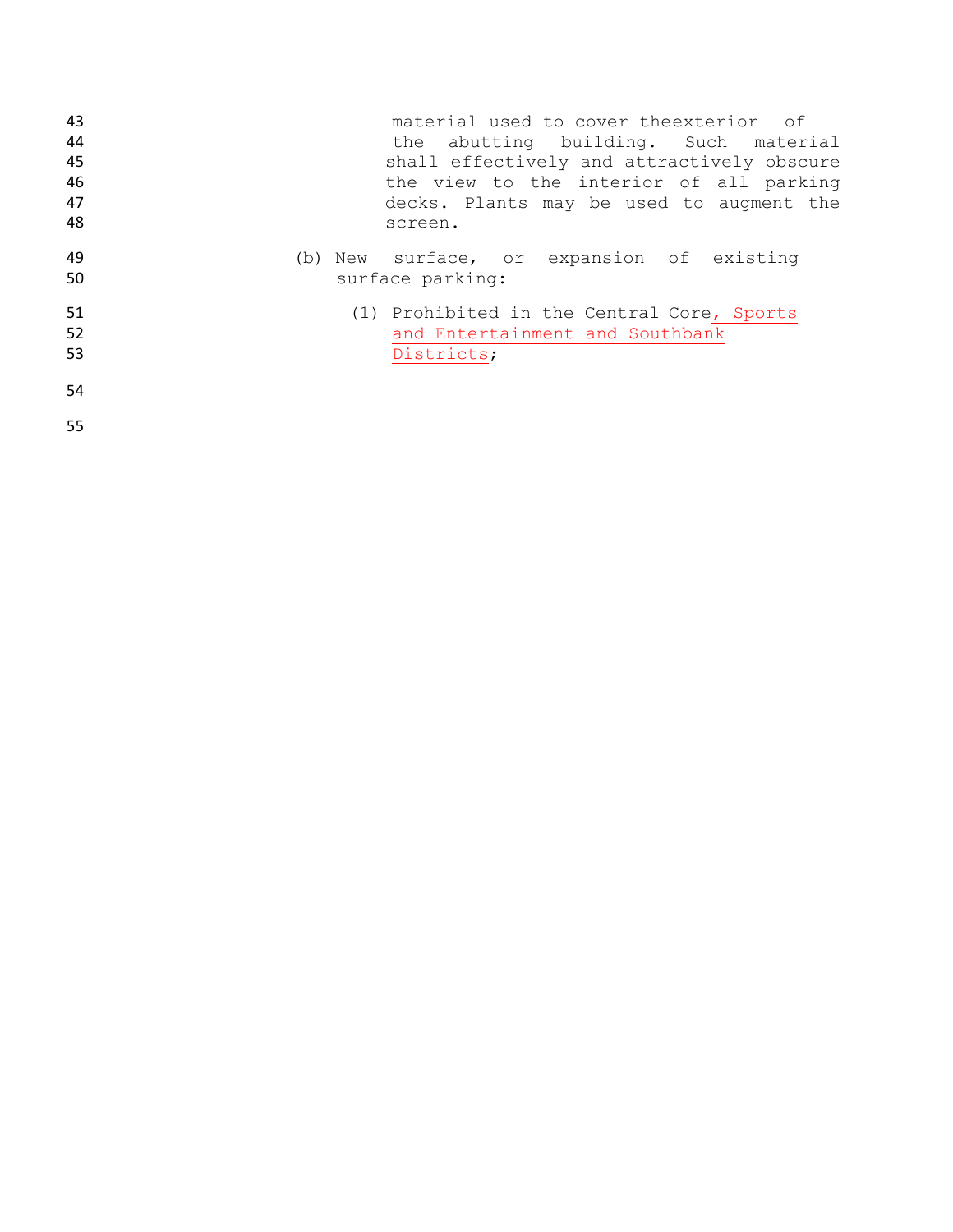material used to cover theexterior of the abutting building. Such material shall effectively and attractively obscure the view to the interior of all parking decks. Plants may be used to augment the screen.

(b) New surface, or expansion of existing surface parking:

(1) Prohibited in the Central Core, Sports and Entertainment and Southbank Districts;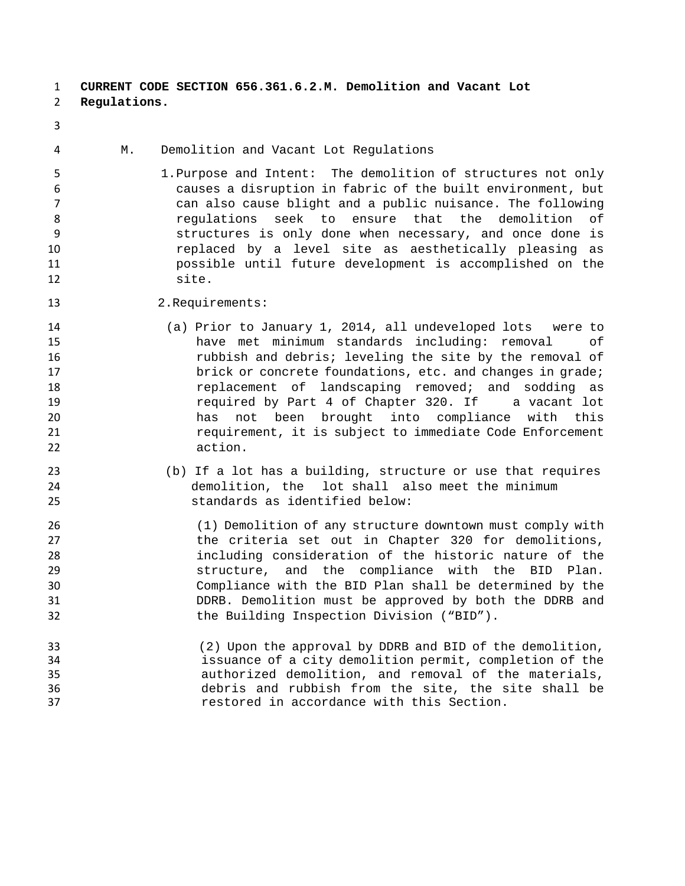**CURRENT CODE SECTION 656.361.6.2.M. Demolition and Vacant Lot Regulations.**

M. Demolition and Vacant Lot Regulations

1. Purpose and Intent: The demolition of structures not only causes a disruption in fabric of the built environment, but can also cause blight and a public nuisance. The following regulations seek to ensure that the demolition of structures is only done when necessary, and once done is replaced by a level site as aesthetically pleasing as possible until future development is accomplished on the site.

2. Requirements:

(a) Prior to January 1, 2014, all undeveloped lots were to have met minimum standards including: removal of rubbish and debris; leveling the site by the removal of brick or concrete foundations, etc. and changes in grade; replacement of landscaping removed; and sodding as required by Part 4 of Chapter 320. If a vacant lot has not been brought into compliance with this requirement, it is subject to immediate Code Enforcement action.

(b) If a lot has a building, structure or use that requires demolition, the lot shall also meet the minimum standards as identified below:

(1) Demolition of any structure downtown must comply with the criteria set out in Chapter 320 for demolitions, including consideration of the historic nature of the structure, and the compliance with the BID Plan. Compliance with the BID Plan shall be determined by the DDRB. Demolition must be approved by both the DDRB and the Building Inspection Division ("BID").

(2) Upon the approval by DDRB and BID of the demolition, issuance of a city demolition permit, completion of the authorized demolition, and removal of the materials, debris and rubbish from the site, the site shall be restored in accordance with this Section.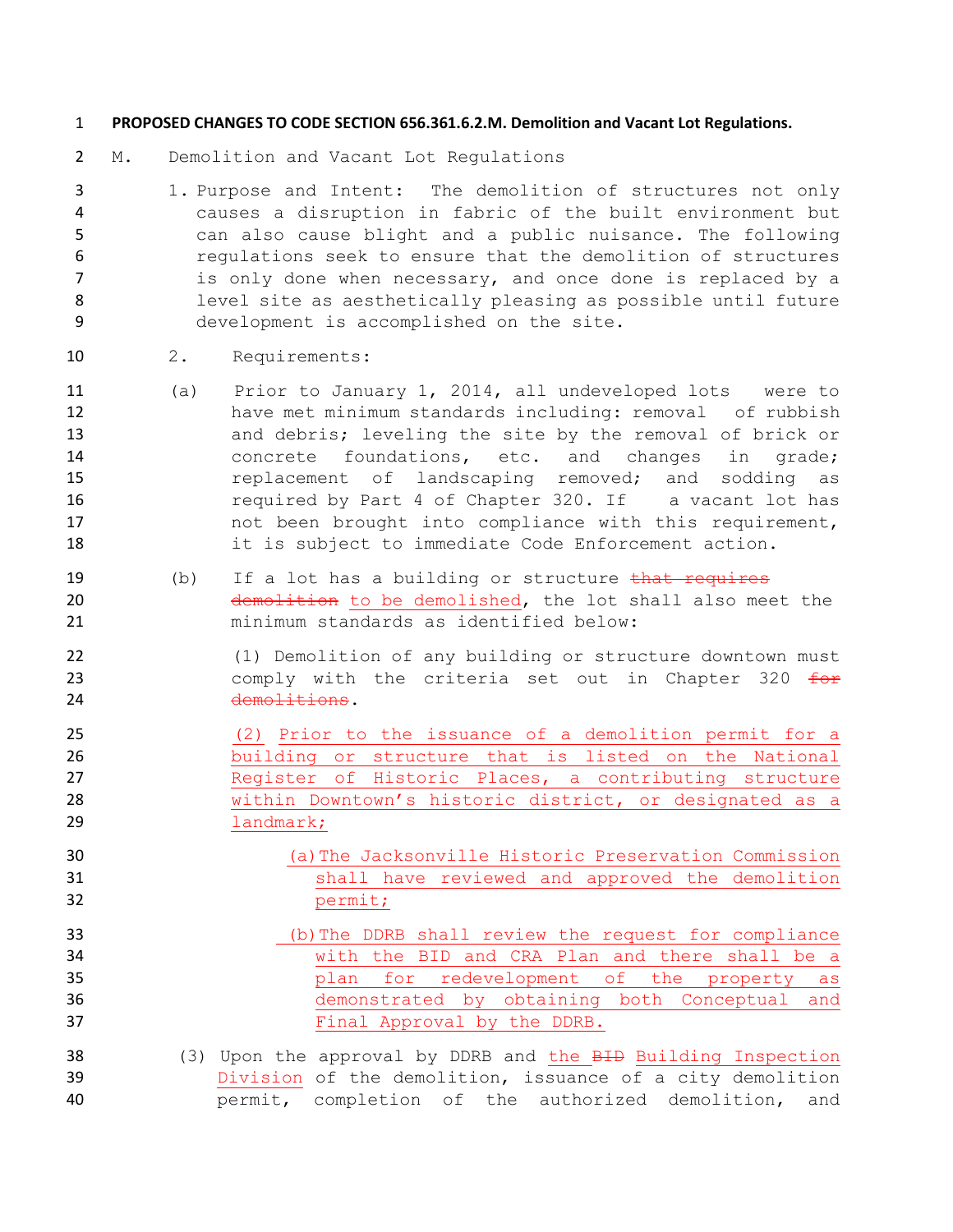**PROPOSED CHANGES TO CODE SECTION 656.361.6.2.M. Demolition and Vacant Lot Regulations.**

M. Demolition and Vacant Lot Regulations

1. Purpose and Intent: The demolition of structures not only causes a disruption in fabric of the built environment but can also cause blight and a public nuisance. The following regulations seek to ensure that the demolition of structures is only done when necessary, and once done is replaced by a level site as aesthetically pleasing as possible until future development is accomplished on the site.

2. Requirements:

(a) Prior to January 1, 2014, all undeveloped lots were to have met minimum standards including: removal of rubbish and debris; leveling the site by the removal of brick or concrete foundations, etc. and changes in grade; replacement of landscaping removed; and sodding as required by Part 4 of Chapter 320. If a vacant lot has not been brought into compliance with this requirement, it is subject to immediate Code Enforcement action.

(b) If a lot has a building or structure ~~that requires demolition~~ <u>to be demolished</u>, the lot shall also meet the minimum standards as identified below:

(1) Demolition of any building or structure downtown must comply with the criteria set out in Chapter 320 ~~for demolitions~~.

<u>(2) Prior to the issuance of a demolition permit for a building or structure that is listed on the National Register of Historic Places, a contributing structure within Downtown's historic district, or designated as a landmark;</u>

<u>(a) The Jacksonville Historic Preservation Commission shall have reviewed and approved the demolition permit;</u>

<u>(b) The DDRB shall review the request for compliance with the BID and CRA Plan and there shall be a plan for redevelopment of the property as demonstrated by obtaining both Conceptual and Final Approval by the DDRB.</u>

(3) Upon the approval by DDRB and <u>the</u> ~~BID~~ <u>Building Inspection Division</u> of the demolition, issuance of a city demolition permit, completion of the authorized demolition, and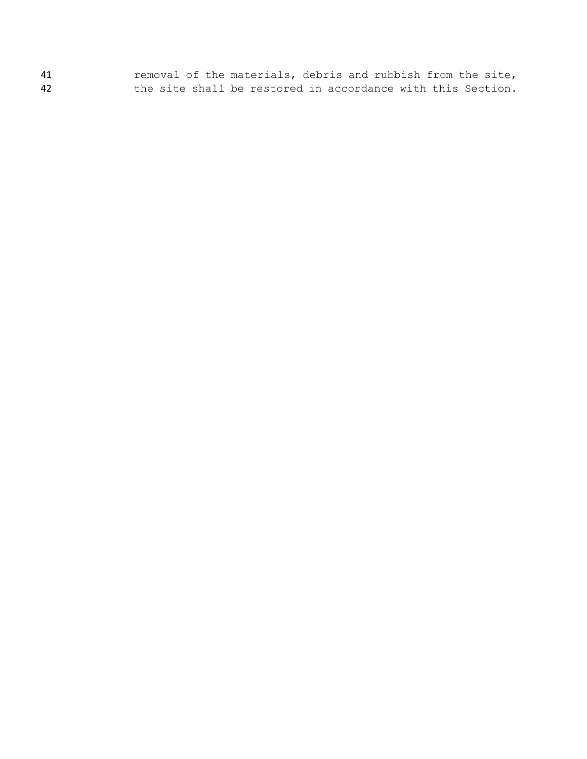removal of the materials, debris and rubbish from the site, the site shall be restored in accordance with this Section.